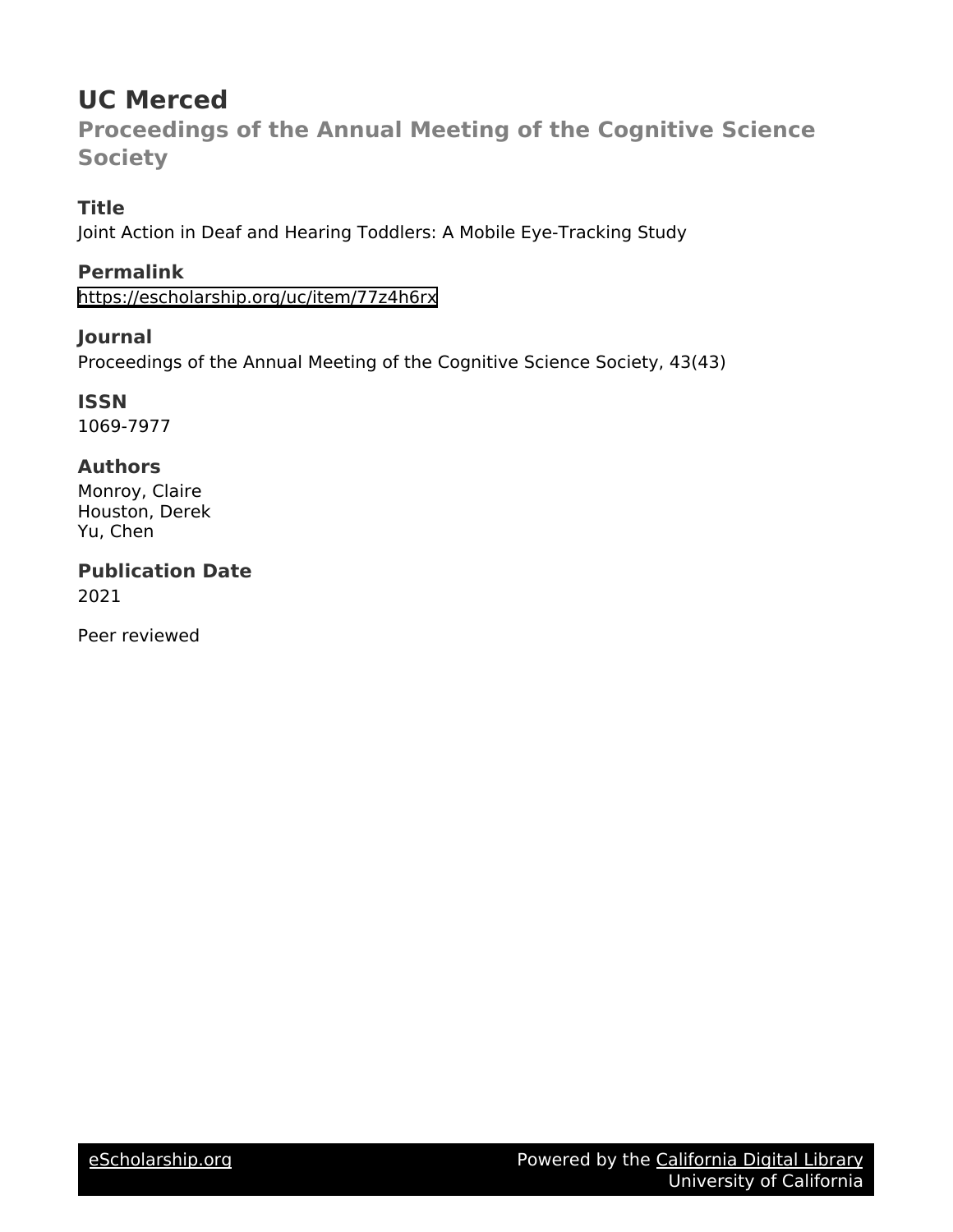# UC Merced

## Proceedings of the Annual Meeting of the Cognitive Science Society

### Title
Joint Action in Deaf and Hearing Toddlers: A Mobile Eye-Tracking Study

### Permalink
https://escholarship.org/uc/item/77z4h6rx

### Journal
Proceedings of the Annual Meeting of the Cognitive Science Society, 43(43)

### ISSN
1069-7977

### Authors
Monroy, Claire  
Houston, Derek  
Yu, Chen

### Publication Date
2021

Peer reviewed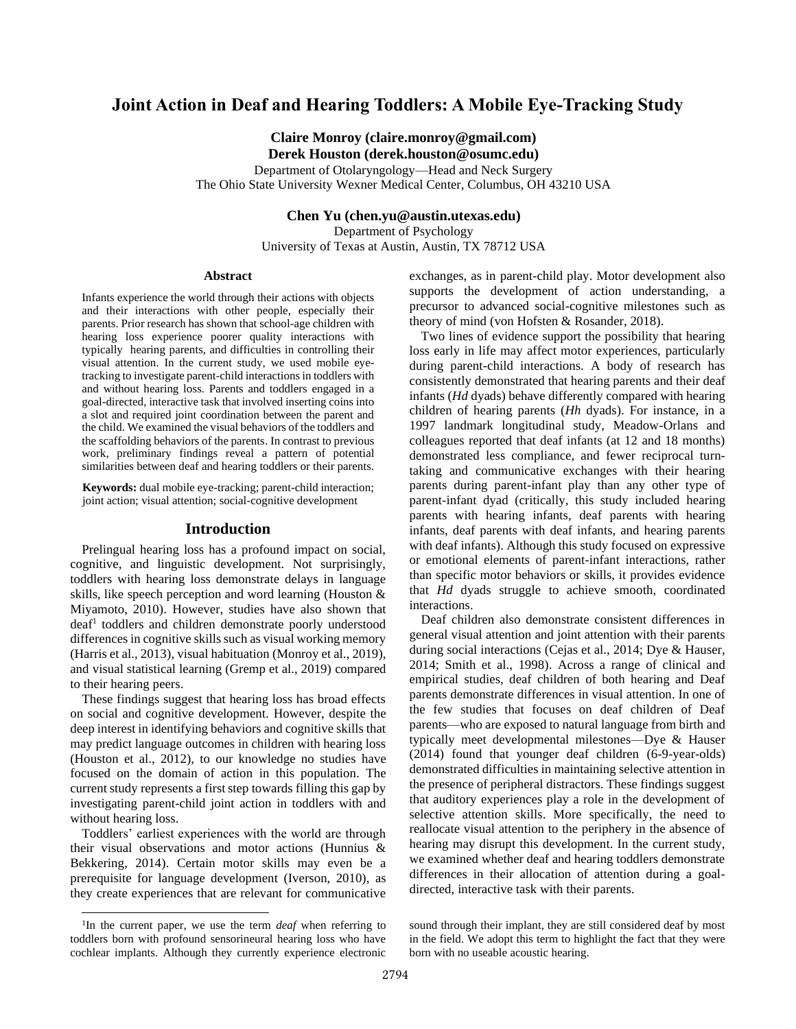# Joint Action in Deaf and Hearing Toddlers: A Mobile Eye-Tracking Study

**Claire Monroy (claire.monroy@gmail.com)**
**Derek Houston (derek.houston@osumc.edu)**
Department of Otolaryngology—Head and Neck Surgery
The Ohio State University Wexner Medical Center, Columbus, OH 43210 USA

**Chen Yu (chen.yu@austin.utexas.edu)**
Department of Psychology
University of Texas at Austin, Austin, TX 78712 USA

## Abstract

Infants experience the world through their actions with objects and their interactions with other people, especially their parents. Prior research has shown that school-age children with hearing loss experience poorer quality interactions with typically hearing parents, and difficulties in controlling their visual attention. In the current study, we used mobile eye-tracking to investigate parent-child interactions in toddlers with and without hearing loss. Parents and toddlers engaged in a goal-directed, interactive task that involved inserting coins into a slot and required joint coordination between the parent and the child. We examined the visual behaviors of the toddlers and the scaffolding behaviors of the parents. In contrast to previous work, preliminary findings reveal a pattern of potential similarities between deaf and hearing toddlers or their parents.

**Keywords:** dual mobile eye-tracking; parent-child interaction; joint action; visual attention; social-cognitive development

## Introduction

Prelingual hearing loss has a profound impact on social, cognitive, and linguistic development. Not surprisingly, toddlers with hearing loss demonstrate delays in language skills, like speech perception and word learning (Houston & Miyamoto, 2010). However, studies have also shown that deaf[1] toddlers and children demonstrate poorly understood differences in cognitive skills such as visual working memory (Harris et al., 2013), visual habituation (Monroy et al., 2019), and visual statistical learning (Gremp et al., 2019) compared to their hearing peers.

These findings suggest that hearing loss has broad effects on social and cognitive development. However, despite the deep interest in identifying behaviors and cognitive skills that may predict language outcomes in children with hearing loss (Houston et al., 2012), to our knowledge no studies have focused on the domain of action in this population. The current study represents a first step towards filling this gap by investigating parent-child joint action in toddlers with and without hearing loss.

Toddlers' earliest experiences with the world are through their visual observations and motor actions (Hunnius & Bekkering, 2014). Certain motor skills may even be a prerequisite for language development (Iverson, 2010), as they create experiences that are relevant for communicative exchanges, as in parent-child play. Motor development also supports the development of action understanding, a precursor to advanced social-cognitive milestones such as theory of mind (von Hofsten & Rosander, 2018).

Two lines of evidence support the possibility that hearing loss early in life may affect motor experiences, particularly during parent-child interactions. A body of research has consistently demonstrated that hearing parents and their deaf infants (*Hd* dyads) behave differently compared with hearing children of hearing parents (*Hh* dyads). For instance, in a 1997 landmark longitudinal study, Meadow-Orlans and colleagues reported that deaf infants (at 12 and 18 months) demonstrated less compliance, and fewer reciprocal turn-taking and communicative exchanges with their hearing parents during parent-infant play than any other type of parent-infant dyad (critically, this study included hearing parents with hearing infants, deaf parents with hearing infants, deaf parents with deaf infants, and hearing parents with deaf infants). Although this study focused on expressive or emotional elements of parent-infant interactions, rather than specific motor behaviors or skills, it provides evidence that *Hd* dyads struggle to achieve smooth, coordinated interactions.

Deaf children also demonstrate consistent differences in general visual attention and joint attention with their parents during social interactions (Cejas et al., 2014; Dye & Hauser, 2014; Smith et al., 1998). Across a range of clinical and empirical studies, deaf children of both hearing and Deaf parents demonstrate differences in visual attention. In one of the few studies that focuses on deaf children of Deaf parents—who are exposed to natural language from birth and typically meet developmental milestones—Dye & Hauser (2014) found that younger deaf children (6-9-year-olds) demonstrated difficulties in maintaining selective attention in the presence of peripheral distractors. These findings suggest that auditory experiences play a role in the development of selective attention skills. More specifically, the need to reallocate visual attention to the periphery in the absence of hearing may disrupt this development. In the current study, we examined whether deaf and hearing toddlers demonstrate differences in their allocation of attention during a goal-directed, interactive task with their parents.

[1]In the current paper, we use the term *deaf* when referring to toddlers born with profound sensorineural hearing loss who have cochlear implants. Although they currently experience electronic sound through their implant, they are still considered deaf by most in the field. We adopt this term to highlight the fact that they were born with no useable acoustic hearing.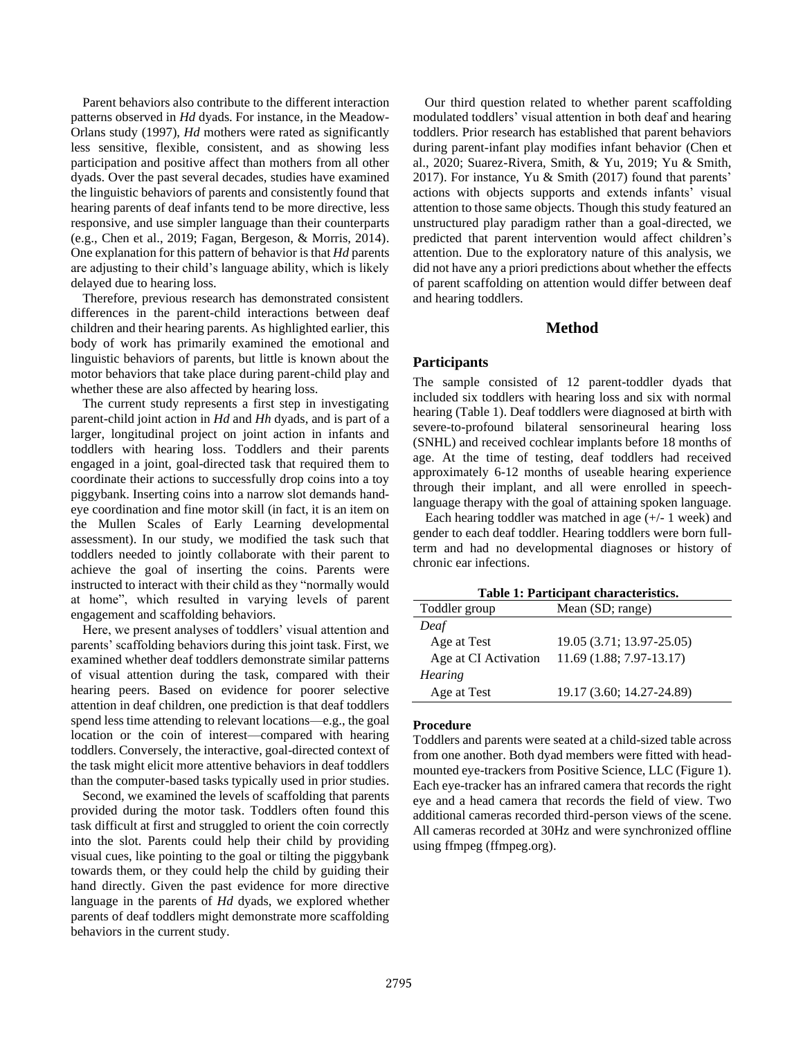Parent behaviors also contribute to the different interaction patterns observed in *Hd* dyads. For instance, in the Meadow-Orlans study (1997), *Hd* mothers were rated as significantly less sensitive, flexible, consistent, and as showing less participation and positive affect than mothers from all other dyads. Over the past several decades, studies have examined the linguistic behaviors of parents and consistently found that hearing parents of deaf infants tend to be more directive, less responsive, and use simpler language than their counterparts (e.g., Chen et al., 2019; Fagan, Bergeson, & Morris, 2014). One explanation for this pattern of behavior is that *Hd* parents are adjusting to their child's language ability, which is likely delayed due to hearing loss.

Therefore, previous research has demonstrated consistent differences in the parent-child interactions between deaf children and their hearing parents. As highlighted earlier, this body of work has primarily examined the emotional and linguistic behaviors of parents, but little is known about the motor behaviors that take place during parent-child play and whether these are also affected by hearing loss.

The current study represents a first step in investigating parent-child joint action in *Hd* and *Hh* dyads, and is part of a larger, longitudinal project on joint action in infants and toddlers with hearing loss. Toddlers and their parents engaged in a joint, goal-directed task that required them to coordinate their actions to successfully drop coins into a toy piggybank. Inserting coins into a narrow slot demands hand-eye coordination and fine motor skill (in fact, it is an item on the Mullen Scales of Early Learning developmental assessment). In our study, we modified the task such that toddlers needed to jointly collaborate with their parent to achieve the goal of inserting the coins. Parents were instructed to interact with their child as they "normally would at home", which resulted in varying levels of parent engagement and scaffolding behaviors.

Here, we present analyses of toddlers' visual attention and parents' scaffolding behaviors during this joint task. First, we examined whether deaf toddlers demonstrate similar patterns of visual attention during the task, compared with their hearing peers. Based on evidence for poorer selective attention in deaf children, one prediction is that deaf toddlers spend less time attending to relevant locations—e.g., the goal location or the coin of interest—compared with hearing toddlers. Conversely, the interactive, goal-directed context of the task might elicit more attentive behaviors in deaf toddlers than the computer-based tasks typically used in prior studies.

Second, we examined the levels of scaffolding that parents provided during the motor task. Toddlers often found this task difficult at first and struggled to orient the coin correctly into the slot. Parents could help their child by providing visual cues, like pointing to the goal or tilting the piggybank towards them, or they could help the child by guiding their hand directly. Given the past evidence for more directive language in the parents of *Hd* dyads, we explored whether parents of deaf toddlers might demonstrate more scaffolding behaviors in the current study.

Our third question related to whether parent scaffolding modulated toddlers' visual attention in both deaf and hearing toddlers. Prior research has established that parent behaviors during parent-infant play modifies infant behavior (Chen et al., 2020; Suarez-Rivera, Smith, & Yu, 2019; Yu & Smith, 2017). For instance, Yu & Smith (2017) found that parents' actions with objects supports and extends infants' visual attention to those same objects. Though this study featured an unstructured play paradigm rather than a goal-directed, we predicted that parent intervention would affect children's attention. Due to the exploratory nature of this analysis, we did not have any a priori predictions about whether the effects of parent scaffolding on attention would differ between deaf and hearing toddlers.

# Method

## Participants

The sample consisted of 12 parent-toddler dyads that included six toddlers with hearing loss and six with normal hearing (Table 1). Deaf toddlers were diagnosed at birth with severe-to-profound bilateral sensorineural hearing loss (SNHL) and received cochlear implants before 18 months of age. At the time of testing, deaf toddlers had received approximately 6-12 months of useable hearing experience through their implant, and all were enrolled in speech-language therapy with the goal of attaining spoken language.

Each hearing toddler was matched in age (+/- 1 week) and gender to each deaf toddler. Hearing toddlers were born full-term and had no developmental diagnoses or history of chronic ear infections.

**Table 1: Participant characteristics.**

| Toddler group | Mean (SD; range) |
|---|---|
| *Deaf* | |
| Age at Test | 19.05 (3.71; 13.97-25.05) |
| Age at CI Activation | 11.69 (1.88; 7.97-13.17) |
| *Hearing* | |
| Age at Test | 19.17 (3.60; 14.27-24.89) |

### Procedure

Toddlers and parents were seated at a child-sized table across from one another. Both dyad members were fitted with head-mounted eye-trackers from Positive Science, LLC (Figure 1). Each eye-tracker has an infrared camera that records the right eye and a head camera that records the field of view. Two additional cameras recorded third-person views of the scene. All cameras recorded at 30Hz and were synchronized offline using ffmpeg (ffmpeg.org).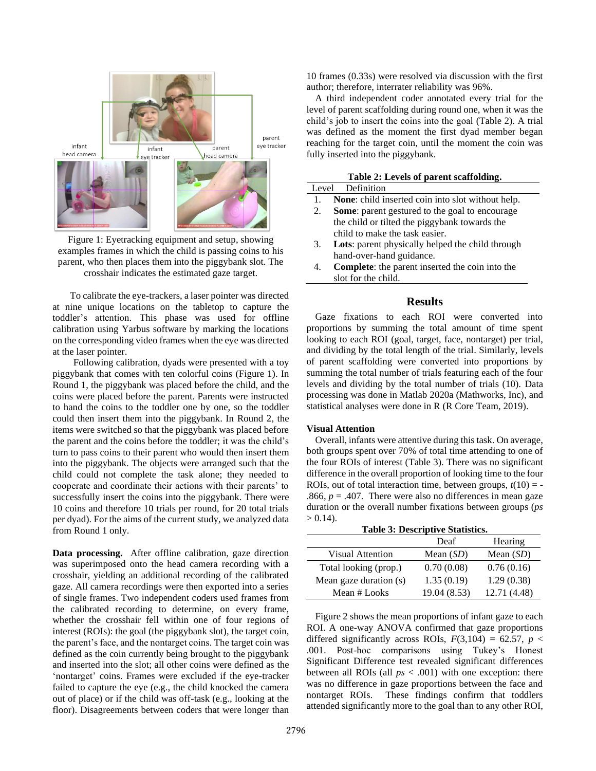Figure 1: Eyetracking equipment and setup, showing examples frames in which the child is passing coins to his parent, who then places them into the piggybank slot. The crosshair indicates the estimated gaze target.

To calibrate the eye-trackers, a laser pointer was directed at nine unique locations on the tabletop to capture the toddler's attention. This phase was used for offline calibration using Yarbus software by marking the locations on the corresponding video frames when the eye was directed at the laser pointer.

Following calibration, dyads were presented with a toy piggybank that comes with ten colorful coins (Figure 1). In Round 1, the piggybank was placed before the child, and the coins were placed before the parent. Parents were instructed to hand the coins to the toddler one by one, so the toddler could then insert them into the piggybank. In Round 2, the items were switched so that the piggybank was placed before the parent and the coins before the toddler; it was the child's turn to pass coins to their parent who would then insert them into the piggybank. The objects were arranged such that the child could not complete the task alone; they needed to cooperate and coordinate their actions with their parents' to successfully insert the coins into the piggybank. There were 10 coins and therefore 10 trials per round, for 20 total trials per dyad). For the aims of the current study, we analyzed data from Round 1 only.

**Data processing.** After offline calibration, gaze direction was superimposed onto the head camera recording with a crosshair, yielding an additional recording of the calibrated gaze. All camera recordings were then exported into a series of single frames. Two independent coders used frames from the calibrated recording to determine, on every frame, whether the crosshair fell within one of four regions of interest (ROIs): the goal (the piggybank slot), the target coin, the parent's face, and the nontarget coins. The target coin was defined as the coin currently being brought to the piggybank and inserted into the slot; all other coins were defined as the 'nontarget' coins. Frames were excluded if the eye-tracker failed to capture the eye (e.g., the child knocked the camera out of place) or if the child was off-task (e.g., looking at the floor). Disagreements between coders that were longer than 10 frames (0.33s) were resolved via discussion with the first author; therefore, interrater reliability was 96%.

A third independent coder annotated every trial for the level of parent scaffolding during round one, when it was the child's job to insert the coins into the goal (Table 2). A trial was defined as the moment the first dyad member began reaching for the target coin, until the moment the coin was fully inserted into the piggybank.

**Table 2: Levels of parent scaffolding.**

| Level | Definition |
|---|---|
| 1. | **None**: child inserted coin into slot without help. |
| 2. | **Some**: parent gestured to the goal to encourage the child or tilted the piggybank towards the child to make the task easier. |
| 3. | **Lots**: parent physically helped the child through hand-over-hand guidance. |
| 4. | **Complete**: the parent inserted the coin into the slot for the child. |

## Results

Gaze fixations to each ROI were converted into proportions by summing the total amount of time spent looking to each ROI (goal, target, face, nontarget) per trial, and dividing by the total length of the trial. Similarly, levels of parent scaffolding were converted into proportions by summing the total number of trials featuring each of the four levels and dividing by the total number of trials (10). Data processing was done in Matlab 2020a (Mathworks, Inc), and statistical analyses were done in R (R Core Team, 2019).

### Visual Attention

Overall, infants were attentive during this task. On average, both groups spent over 70% of total time attending to one of the four ROIs of interest (Table 3). There was no significant difference in the overall proportion of looking time to the four ROIs, out of total interaction time, between groups, $t(10) = -.866$, $p = .407$. There were also no differences in mean gaze duration or the overall number fixations between groups (*ps* $> 0.14$).

**Table 3: Descriptive Statistics.**

| | Deaf | Hearing |
|---|---|---|
| Visual Attention | Mean (*SD*) | Mean (*SD*) |
| Total looking (prop.) | 0.70 (0.08) | 0.76 (0.16) |
| Mean gaze duration (s) | 1.35 (0.19) | 1.29 (0.38) |
| Mean # Looks | 19.04 (8.53) | 12.71 (4.48) |

Figure 2 shows the mean proportions of infant gaze to each ROI. A one-way ANOVA confirmed that gaze proportions differed significantly across ROIs, $F(3,104) = 62.57$, $p < .001$. Post-hoc comparisons using Tukey's Honest Significant Difference test revealed significant differences between all ROIs (all *ps* $< .001$) with one exception: there was no difference in gaze proportions between the face and nontarget ROIs. These findings confirm that toddlers attended significantly more to the goal than to any other ROI,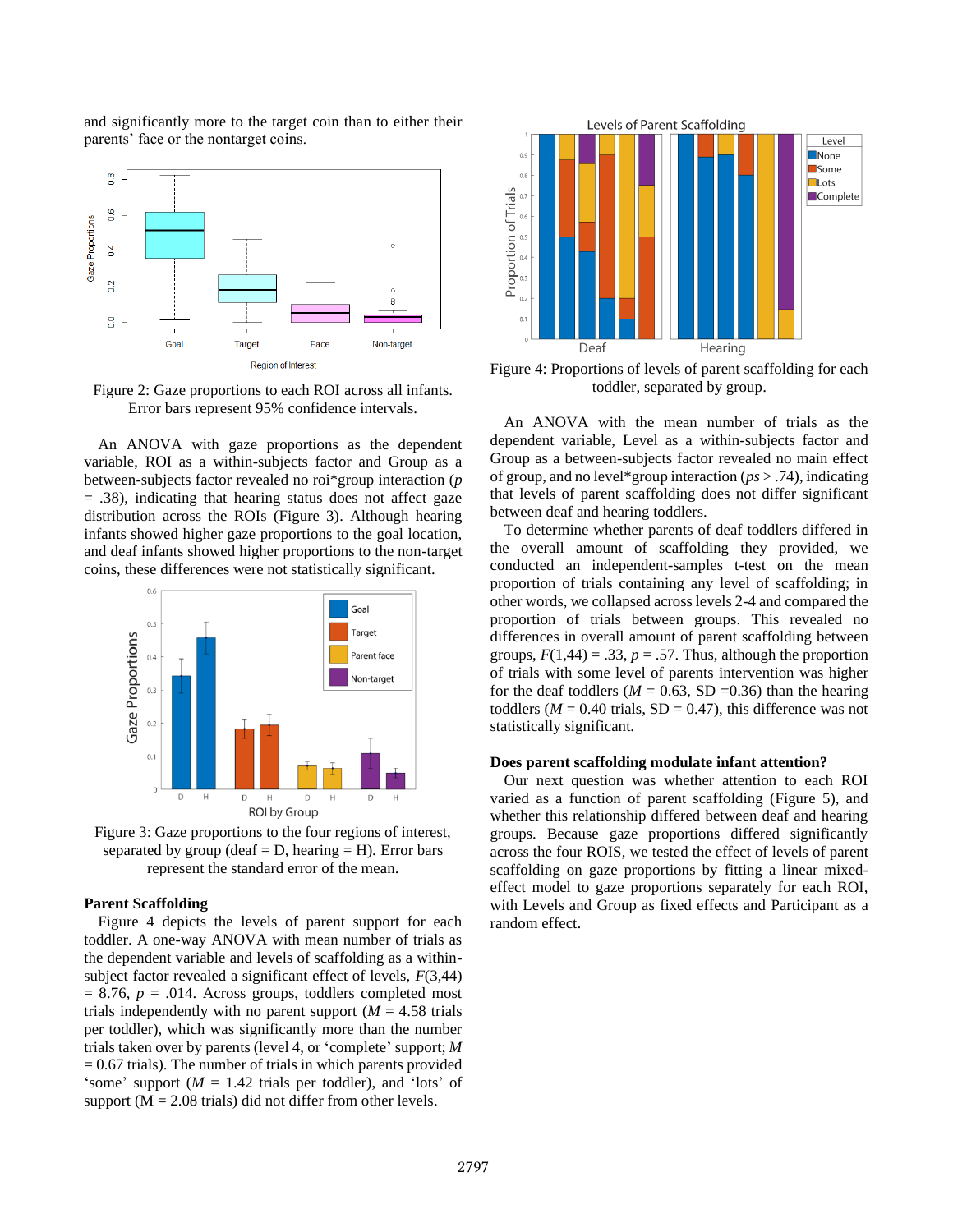and significantly more to the target coin than to either their parents' face or the nontarget coins.

Figure 2: Gaze proportions to each ROI across all infants. Error bars represent 95% confidence intervals.

An ANOVA with gaze proportions as the dependent variable, ROI as a within-subjects factor and Group as a between-subjects factor revealed no roi*group interaction ($p$ = .38), indicating that hearing status does not affect gaze distribution across the ROIs (Figure 3). Although hearing infants showed higher gaze proportions to the goal location, and deaf infants showed higher proportions to the non-target coins, these differences were not statistically significant.

Figure 3: Gaze proportions to the four regions of interest, separated by group (deaf = D, hearing = H). Error bars represent the standard error of the mean.

## Parent Scaffolding

Figure 4 depicts the levels of parent support for each toddler. A one-way ANOVA with mean number of trials as the dependent variable and levels of scaffolding as a within-subject factor revealed a significant effect of levels, $F(3,44) = 8.76$, $p = .014$. Across groups, toddlers completed most trials independently with no parent support ($M$ = 4.58 trials per toddler), which was significantly more than the number trials taken over by parents (level 4, or 'complete' support; $M$ = 0.67 trials). The number of trials in which parents provided 'some' support ($M$ = 1.42 trials per toddler), and 'lots' of support (M = 2.08 trials) did not differ from other levels.

Figure 4: Proportions of levels of parent scaffolding for each toddler, separated by group.

An ANOVA with the mean number of trials as the dependent variable, Level as a within-subjects factor and Group as a between-subjects factor revealed no main effect of group, and no level*group interaction ($ps > .74$), indicating that levels of parent scaffolding does not differ significant between deaf and hearing toddlers.

To determine whether parents of deaf toddlers differed in the overall amount of scaffolding they provided, we conducted an independent-samples t-test on the mean proportion of trials containing any level of scaffolding; in other words, we collapsed across levels 2-4 and compared the proportion of trials between groups. This revealed no differences in overall amount of parent scaffolding between groups, $F(1,44) = .33$, $p = .57$. Thus, although the proportion of trials with some level of parents intervention was higher for the deaf toddlers ($M$ = 0.63, SD =0.36) than the hearing toddlers ($M$ = 0.40 trials, SD = 0.47), this difference was not statistically significant.

### Does parent scaffolding modulate infant attention?

Our next question was whether attention to each ROI varied as a function of parent scaffolding (Figure 5), and whether this relationship differed between deaf and hearing groups. Because gaze proportions differed significantly across the four ROIS, we tested the effect of levels of parent scaffolding on gaze proportions by fitting a linear mixed-effect model to gaze proportions separately for each ROI, with Levels and Group as fixed effects and Participant as a random effect.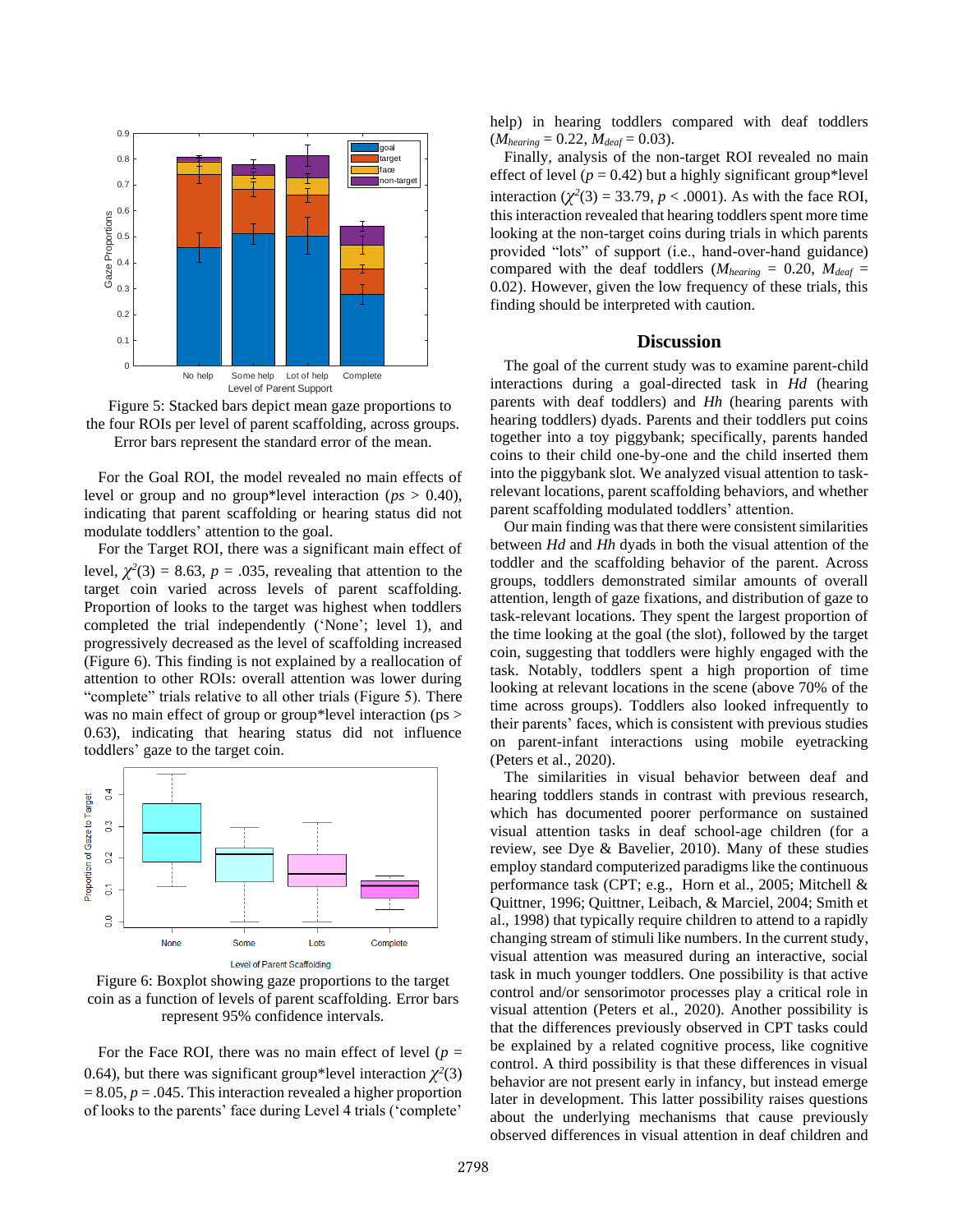Figure 5: Stacked bars depict mean gaze proportions to the four ROIs per level of parent scaffolding, across groups. Error bars represent the standard error of the mean.

For the Goal ROI, the model revealed no main effects of level or group and no group*level interaction (*ps* > 0.40), indicating that parent scaffolding or hearing status did not modulate toddlers' attention to the goal.

For the Target ROI, there was a significant main effect of level, $\chi^2(3)$ = 8.63, *p* = .035, revealing that attention to the target coin varied across levels of parent scaffolding. Proportion of looks to the target was highest when toddlers completed the trial independently ('None'; level 1), and progressively decreased as the level of scaffolding increased (Figure 6). This finding is not explained by a reallocation of attention to other ROIs: overall attention was lower during "complete" trials relative to all other trials (Figure 5). There was no main effect of group or group*level interaction (ps > 0.63), indicating that hearing status did not influence toddlers' gaze to the target coin.

Figure 6: Boxplot showing gaze proportions to the target coin as a function of levels of parent scaffolding. Error bars represent 95% confidence intervals.

For the Face ROI, there was no main effect of level (*p* = 0.64), but there was significant group*level interaction $\chi^2(3)$ = 8.05, *p* = .045. This interaction revealed a higher proportion of looks to the parents' face during Level 4 trials ('complete' help) in hearing toddlers compared with deaf toddlers ($M_{hearing}$ = 0.22, $M_{deaf}$ = 0.03).

Finally, analysis of the non-target ROI revealed no main effect of level (*p* = 0.42) but a highly significant group*level interaction ($\chi^2(3)$ = 33.79, *p* < .0001). As with the face ROI, this interaction revealed that hearing toddlers spent more time looking at the non-target coins during trials in which parents provided "lots" of support (i.e., hand-over-hand guidance) compared with the deaf toddlers ($M_{hearing}$ = 0.20, $M_{deaf}$ = 0.02). However, given the low frequency of these trials, this finding should be interpreted with caution.

## Discussion

The goal of the current study was to examine parent-child interactions during a goal-directed task in *Hd* (hearing parents with deaf toddlers) and *Hh* (hearing parents with hearing toddlers) dyads. Parents and their toddlers put coins together into a toy piggybank; specifically, parents handed coins to their child one-by-one and the child inserted them into the piggybank slot. We analyzed visual attention to task-relevant locations, parent scaffolding behaviors, and whether parent scaffolding modulated toddlers' attention.

Our main finding was that there were consistent similarities between *Hd* and *Hh* dyads in both the visual attention of the toddler and the scaffolding behavior of the parent. Across groups, toddlers demonstrated similar amounts of overall attention, length of gaze fixations, and distribution of gaze to task-relevant locations. They spent the largest proportion of the time looking at the goal (the slot), followed by the target coin, suggesting that toddlers were highly engaged with the task. Notably, toddlers spent a high proportion of time looking at relevant locations in the scene (above 70% of the time across groups). Toddlers also looked infrequently to their parents' faces, which is consistent with previous studies on parent-infant interactions using mobile eyetracking (Peters et al., 2020).

The similarities in visual behavior between deaf and hearing toddlers stands in contrast with previous research, which has documented poorer performance on sustained visual attention tasks in deaf school-age children (for a review, see Dye & Bavelier, 2010). Many of these studies employ standard computerized paradigms like the continuous performance task (CPT; e.g., Horn et al., 2005; Mitchell & Quittner, 1996; Quittner, Leibach, & Marciel, 2004; Smith et al., 1998) that typically require children to attend to a rapidly changing stream of stimuli like numbers. In the current study, visual attention was measured during an interactive, social task in much younger toddlers. One possibility is that active control and/or sensorimotor processes play a critical role in visual attention (Peters et al., 2020). Another possibility is that the differences previously observed in CPT tasks could be explained by a related cognitive process, like cognitive control. A third possibility is that these differences in visual behavior are not present early in infancy, but instead emerge later in development. This latter possibility raises questions about the underlying mechanisms that cause previously observed differences in visual attention in deaf children and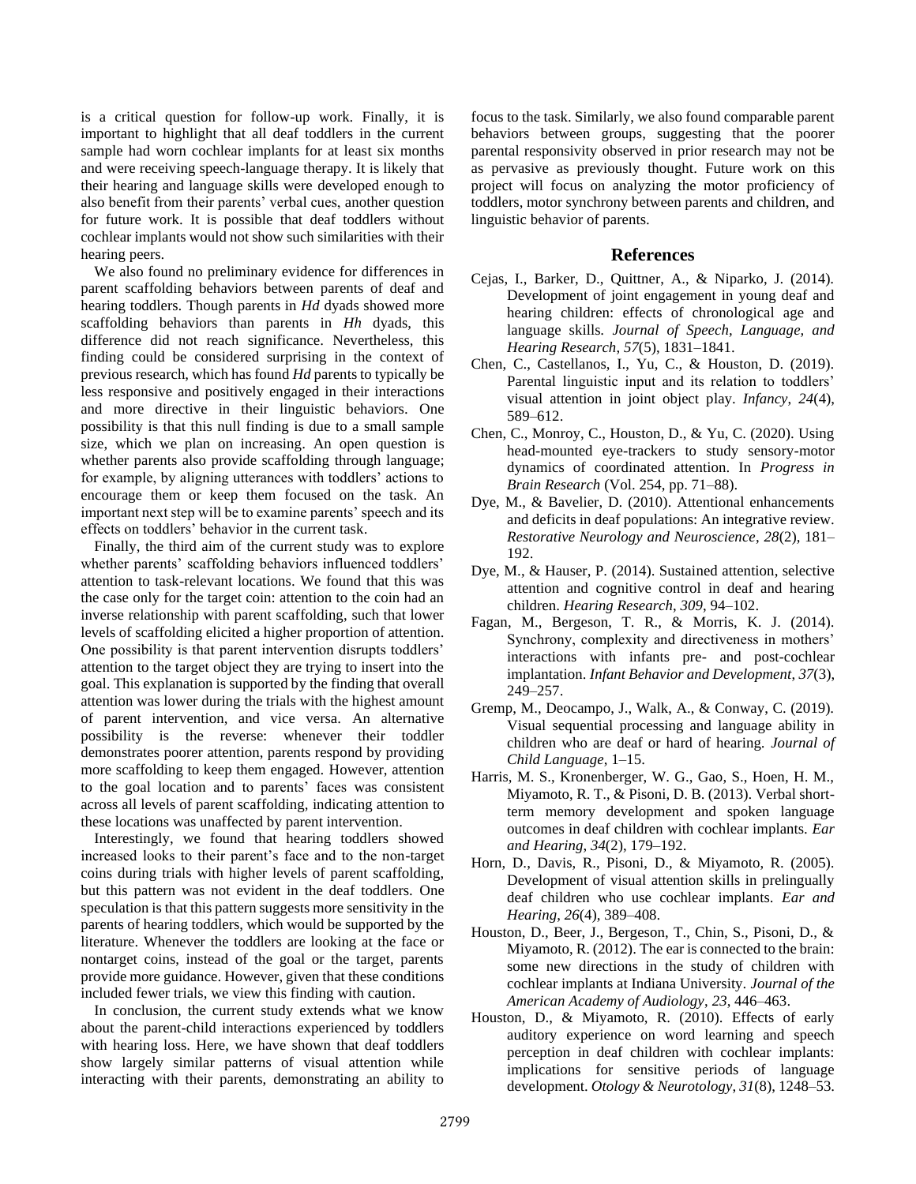is a critical question for follow-up work. Finally, it is important to highlight that all deaf toddlers in the current sample had worn cochlear implants for at least six months and were receiving speech-language therapy. It is likely that their hearing and language skills were developed enough to also benefit from their parents' verbal cues, another question for future work. It is possible that deaf toddlers without cochlear implants would not show such similarities with their hearing peers.

We also found no preliminary evidence for differences in parent scaffolding behaviors between parents of deaf and hearing toddlers. Though parents in *Hd* dyads showed more scaffolding behaviors than parents in *Hh* dyads, this difference did not reach significance. Nevertheless, this finding could be considered surprising in the context of previous research, which has found *Hd* parents to typically be less responsive and positively engaged in their interactions and more directive in their linguistic behaviors. One possibility is that this null finding is due to a small sample size, which we plan on increasing. An open question is whether parents also provide scaffolding through language; for example, by aligning utterances with toddlers' actions to encourage them or keep them focused on the task. An important next step will be to examine parents' speech and its effects on toddlers' behavior in the current task.

Finally, the third aim of the current study was to explore whether parents' scaffolding behaviors influenced toddlers' attention to task-relevant locations. We found that this was the case only for the target coin: attention to the coin had an inverse relationship with parent scaffolding, such that lower levels of scaffolding elicited a higher proportion of attention. One possibility is that parent intervention disrupts toddlers' attention to the target object they are trying to insert into the goal. This explanation is supported by the finding that overall attention was lower during the trials with the highest amount of parent intervention, and vice versa. An alternative possibility is the reverse: whenever their toddler demonstrates poorer attention, parents respond by providing more scaffolding to keep them engaged. However, attention to the goal location and to parents' faces was consistent across all levels of parent scaffolding, indicating attention to these locations was unaffected by parent intervention.

Interestingly, we found that hearing toddlers showed increased looks to their parent's face and to the non-target coins during trials with higher levels of parent scaffolding, but this pattern was not evident in the deaf toddlers. One speculation is that this pattern suggests more sensitivity in the parents of hearing toddlers, which would be supported by the literature. Whenever the toddlers are looking at the face or nontarget coins, instead of the goal or the target, parents provide more guidance. However, given that these conditions included fewer trials, we view this finding with caution.

In conclusion, the current study extends what we know about the parent-child interactions experienced by toddlers with hearing loss. Here, we have shown that deaf toddlers show largely similar patterns of visual attention while interacting with their parents, demonstrating an ability to focus to the task. Similarly, we also found comparable parent behaviors between groups, suggesting that the poorer parental responsivity observed in prior research may not be as pervasive as previously thought. Future work on this project will focus on analyzing the motor proficiency of toddlers, motor synchrony between parents and children, and linguistic behavior of parents.

## References

Cejas, I., Barker, D., Quittner, A., & Niparko, J. (2014). Development of joint engagement in young deaf and hearing children: effects of chronological age and language skills. *Journal of Speech, Language, and Hearing Research*, *57*(5), 1831–1841.

Chen, C., Castellanos, I., Yu, C., & Houston, D. (2019). Parental linguistic input and its relation to toddlers' visual attention in joint object play. *Infancy*, *24*(4), 589–612.

Chen, C., Monroy, C., Houston, D., & Yu, C. (2020). Using head-mounted eye-trackers to study sensory-motor dynamics of coordinated attention. In *Progress in Brain Research* (Vol. 254, pp. 71–88).

Dye, M., & Bavelier, D. (2010). Attentional enhancements and deficits in deaf populations: An integrative review. *Restorative Neurology and Neuroscience*, *28*(2), 181–192.

Dye, M., & Hauser, P. (2014). Sustained attention, selective attention and cognitive control in deaf and hearing children. *Hearing Research*, *309*, 94–102.

Fagan, M., Bergeson, T. R., & Morris, K. J. (2014). Synchrony, complexity and directiveness in mothers' interactions with infants pre- and post-cochlear implantation. *Infant Behavior and Development*, *37*(3), 249–257.

Gremp, M., Deocampo, J., Walk, A., & Conway, C. (2019). Visual sequential processing and language ability in children who are deaf or hard of hearing. *Journal of Child Language*, 1–15.

Harris, M. S., Kronenberger, W. G., Gao, S., Hoen, H. M., Miyamoto, R. T., & Pisoni, D. B. (2013). Verbal short-term memory development and spoken language outcomes in deaf children with cochlear implants. *Ear and Hearing*, *34*(2), 179–192.

Horn, D., Davis, R., Pisoni, D., & Miyamoto, R. (2005). Development of visual attention skills in prelingually deaf children who use cochlear implants. *Ear and Hearing*, *26*(4), 389–408.

Houston, D., Beer, J., Bergeson, T., Chin, S., Pisoni, D., & Miyamoto, R. (2012). The ear is connected to the brain: some new directions in the study of children with cochlear implants at Indiana University. *Journal of the American Academy of Audiology*, *23*, 446–463.

Houston, D., & Miyamoto, R. (2010). Effects of early auditory experience on word learning and speech perception in deaf children with cochlear implants: implications for sensitive periods of language development. *Otology & Neurotology*, *31*(8), 1248–53.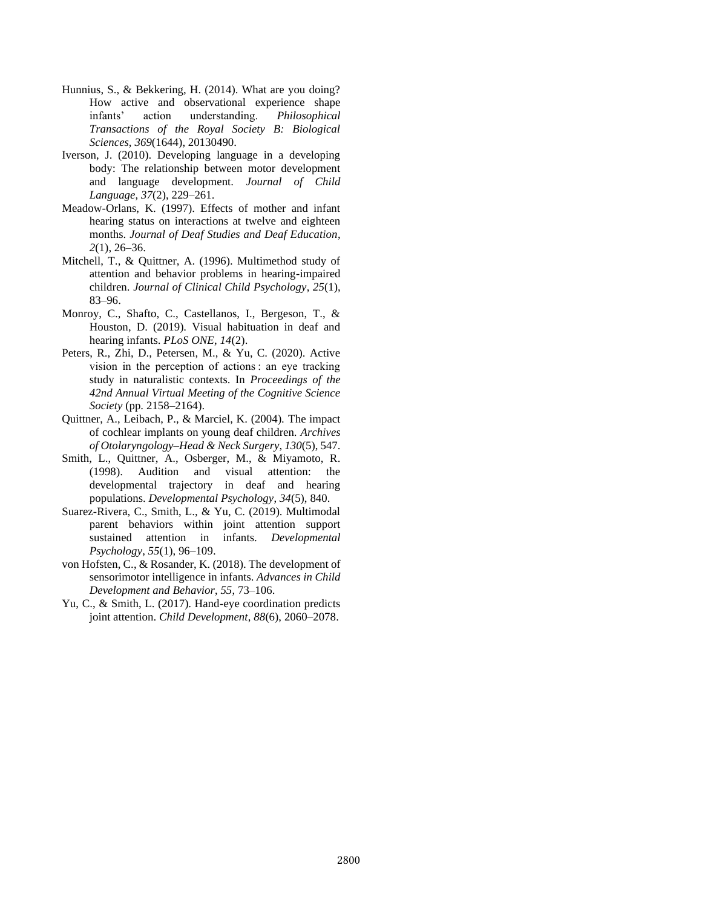Hunnius, S., & Bekkering, H. (2014). What are you doing? How active and observational experience shape infants' action understanding. *Philosophical Transactions of the Royal Society B: Biological Sciences*, *369*(1644), 20130490.

Iverson, J. (2010). Developing language in a developing body: The relationship between motor development and language development. *Journal of Child Language*, *37*(2), 229–261.

Meadow-Orlans, K. (1997). Effects of mother and infant hearing status on interactions at twelve and eighteen months. *Journal of Deaf Studies and Deaf Education*, *2*(1), 26–36.

Mitchell, T., & Quittner, A. (1996). Multimethod study of attention and behavior problems in hearing-impaired children. *Journal of Clinical Child Psychology*, *25*(1), 83–96.

Monroy, C., Shafto, C., Castellanos, I., Bergeson, T., & Houston, D. (2019). Visual habituation in deaf and hearing infants. *PLoS ONE*, *14*(2).

Peters, R., Zhi, D., Petersen, M., & Yu, C. (2020). Active vision in the perception of actions : an eye tracking study in naturalistic contexts. In *Proceedings of the 42nd Annual Virtual Meeting of the Cognitive Science Society* (pp. 2158–2164).

Quittner, A., Leibach, P., & Marciel, K. (2004). The impact of cochlear implants on young deaf children. *Archives of Otolaryngology–Head & Neck Surgery*, *130*(5), 547.

Smith, L., Quittner, A., Osberger, M., & Miyamoto, R. (1998). Audition and visual attention: the developmental trajectory in deaf and hearing populations. *Developmental Psychology*, *34*(5), 840.

Suarez-Rivera, C., Smith, L., & Yu, C. (2019). Multimodal parent behaviors within joint attention support sustained attention in infants. *Developmental Psychology*, *55*(1), 96–109.

von Hofsten, C., & Rosander, K. (2018). The development of sensorimotor intelligence in infants. *Advances in Child Development and Behavior*, *55*, 73–106.

Yu, C., & Smith, L. (2017). Hand-eye coordination predicts joint attention. *Child Development*, *88*(6), 2060–2078.